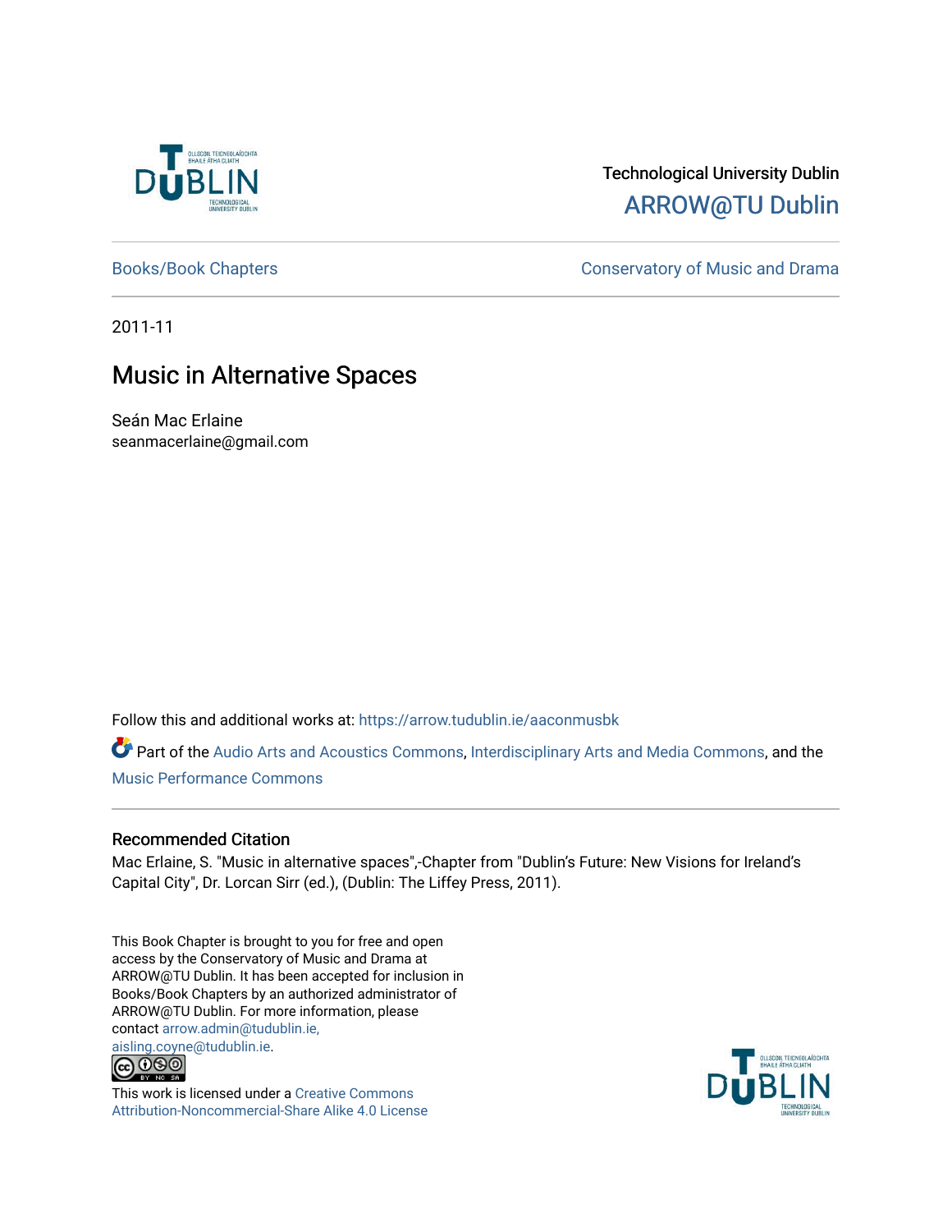Technological University Dublin

ARROW@TU Dublin

Books/Book Chapters

Conservatory of Music and Drama

2011-11

# Music in Alternative Spaces

Seán Mac Erlaine
seanmacerlaine@gmail.com

Follow this and additional works at: https://arrow.tudublin.ie/aaconmusbk

Part of the Audio Arts and Acoustics Commons, Interdisciplinary Arts and Media Commons, and the Music Performance Commons

## Recommended Citation

Mac Erlaine, S. "Music in alternative spaces",-Chapter from "Dublin's Future: New Visions for Ireland's Capital City", Dr. Lorcan Sirr (ed.), (Dublin: The Liffey Press, 2011).

This Book Chapter is brought to you for free and open access by the Conservatory of Music and Drama at ARROW@TU Dublin. It has been accepted for inclusion in Books/Book Chapters by an authorized administrator of ARROW@TU Dublin. For more information, please contact arrow.admin@tudublin.ie, aisling.coyne@tudublin.ie.

This work is licensed under a Creative Commons Attribution-Noncommercial-Share Alike 4.0 License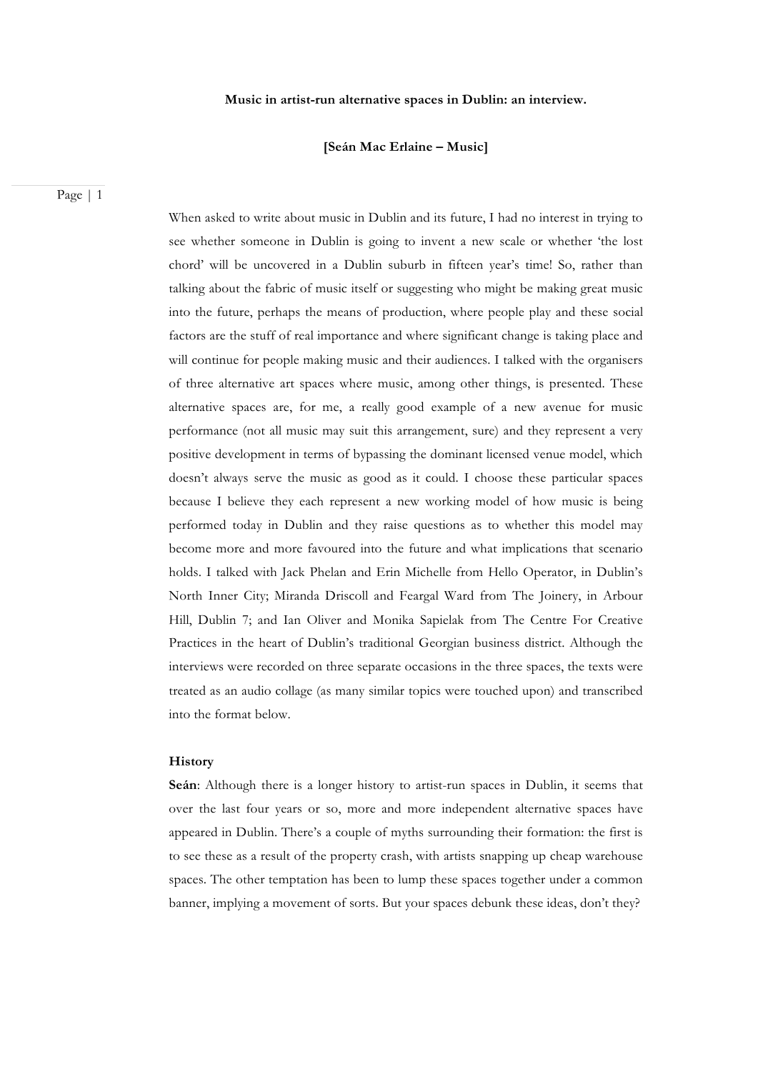**Music in artist-run alternative spaces in Dublin: an interview.**

**[Seán Mac Erlaine – Music]**

When asked to write about music in Dublin and its future, I had no interest in trying to see whether someone in Dublin is going to invent a new scale or whether 'the lost chord' will be uncovered in a Dublin suburb in fifteen year's time! So, rather than talking about the fabric of music itself or suggesting who might be making great music into the future, perhaps the means of production, where people play and these social factors are the stuff of real importance and where significant change is taking place and will continue for people making music and their audiences. I talked with the organisers of three alternative art spaces where music, among other things, is presented. These alternative spaces are, for me, a really good example of a new avenue for music performance (not all music may suit this arrangement, sure) and they represent a very positive development in terms of bypassing the dominant licensed venue model, which doesn't always serve the music as good as it could. I choose these particular spaces because I believe they each represent a new working model of how music is being performed today in Dublin and they raise questions as to whether this model may become more and more favoured into the future and what implications that scenario holds. I talked with Jack Phelan and Erin Michelle from Hello Operator, in Dublin's North Inner City; Miranda Driscoll and Feargal Ward from The Joinery, in Arbour Hill, Dublin 7; and Ian Oliver and Monika Sapielak from The Centre For Creative Practices in the heart of Dublin's traditional Georgian business district. Although the interviews were recorded on three separate occasions in the three spaces, the texts were treated as an audio collage (as many similar topics were touched upon) and transcribed into the format below.

**History**

**Seán**: Although there is a longer history to artist-run spaces in Dublin, it seems that over the last four years or so, more and more independent alternative spaces have appeared in Dublin. There's a couple of myths surrounding their formation: the first is to see these as a result of the property crash, with artists snapping up cheap warehouse spaces. The other temptation has been to lump these spaces together under a common banner, implying a movement of sorts. But your spaces debunk these ideas, don't they?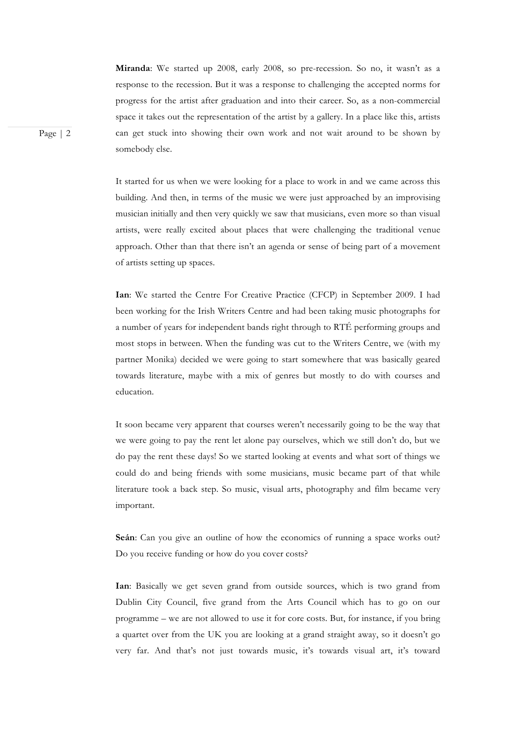**Miranda**: We started up 2008, early 2008, so pre-recession. So no, it wasn't as a response to the recession. But it was a response to challenging the accepted norms for progress for the artist after graduation and into their career. So, as a non-commercial space it takes out the representation of the artist by a gallery. In a place like this, artists can get stuck into showing their own work and not wait around to be shown by somebody else.

It started for us when we were looking for a place to work in and we came across this building. And then, in terms of the music we were just approached by an improvising musician initially and then very quickly we saw that musicians, even more so than visual artists, were really excited about places that were challenging the traditional venue approach. Other than that there isn't an agenda or sense of being part of a movement of artists setting up spaces.

**Ian**: We started the Centre For Creative Practice (CFCP) in September 2009. I had been working for the Irish Writers Centre and had been taking music photographs for a number of years for independent bands right through to RTÉ performing groups and most stops in between. When the funding was cut to the Writers Centre, we (with my partner Monika) decided we were going to start somewhere that was basically geared towards literature, maybe with a mix of genres but mostly to do with courses and education.

It soon became very apparent that courses weren't necessarily going to be the way that we were going to pay the rent let alone pay ourselves, which we still don't do, but we do pay the rent these days! So we started looking at events and what sort of things we could do and being friends with some musicians, music became part of that while literature took a back step. So music, visual arts, photography and film became very important.

**Seán**: Can you give an outline of how the economics of running a space works out? Do you receive funding or how do you cover costs?

**Ian**: Basically we get seven grand from outside sources, which is two grand from Dublin City Council, five grand from the Arts Council which has to go on our programme – we are not allowed to use it for core costs. But, for instance, if you bring a quartet over from the UK you are looking at a grand straight away, so it doesn't go very far. And that's not just towards music, it's towards visual art, it's toward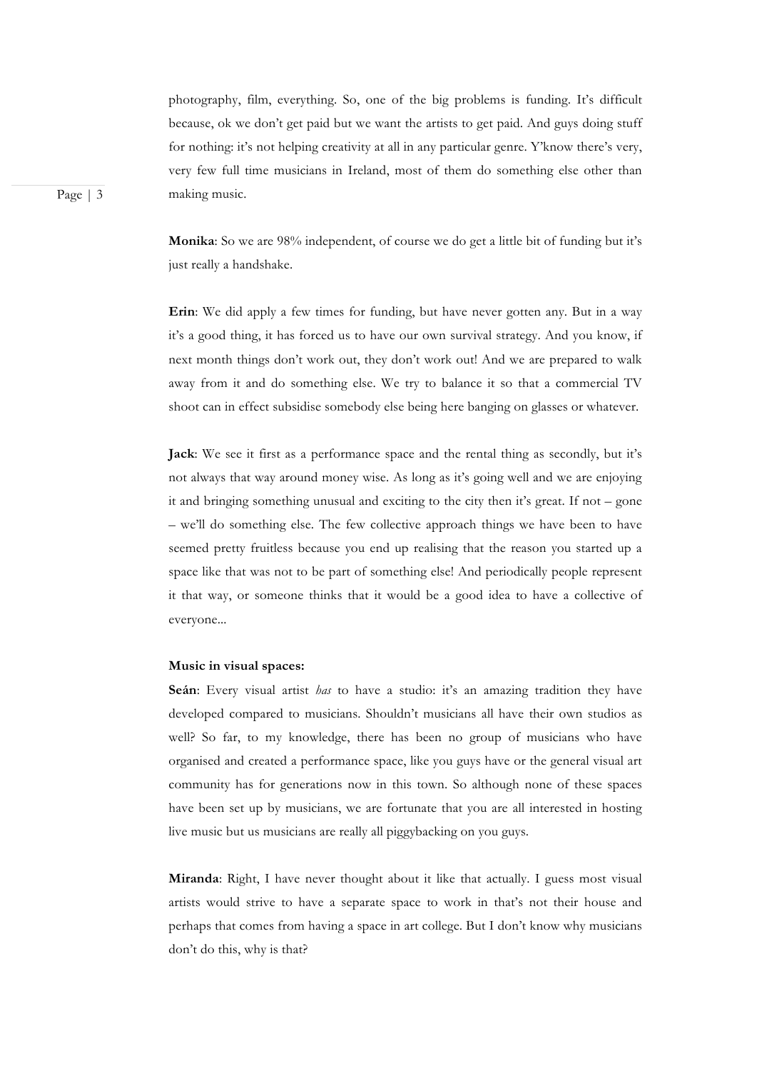photography, film, everything. So, one of the big problems is funding. It's difficult because, ok we don't get paid but we want the artists to get paid. And guys doing stuff for nothing: it's not helping creativity at all in any particular genre. Y'know there's very, very few full time musicians in Ireland, most of them do something else other than making music.

**Monika**: So we are 98% independent, of course we do get a little bit of funding but it's just really a handshake.

**Erin**: We did apply a few times for funding, but have never gotten any. But in a way it's a good thing, it has forced us to have our own survival strategy. And you know, if next month things don't work out, they don't work out! And we are prepared to walk away from it and do something else. We try to balance it so that a commercial TV shoot can in effect subsidise somebody else being here banging on glasses or whatever.

**Jack**: We see it first as a performance space and the rental thing as secondly, but it's not always that way around money wise. As long as it's going well and we are enjoying it and bringing something unusual and exciting to the city then it's great. If not – gone – we'll do something else. The few collective approach things we have been to have seemed pretty fruitless because you end up realising that the reason you started up a space like that was not to be part of something else! And periodically people represent it that way, or someone thinks that it would be a good idea to have a collective of everyone...

**Music in visual spaces:**

**Seán**: Every visual artist *has* to have a studio: it's an amazing tradition they have developed compared to musicians. Shouldn't musicians all have their own studios as well? So far, to my knowledge, there has been no group of musicians who have organised and created a performance space, like you guys have or the general visual art community has for generations now in this town. So although none of these spaces have been set up by musicians, we are fortunate that you are all interested in hosting live music but us musicians are really all piggybacking on you guys.

**Miranda**: Right, I have never thought about it like that actually. I guess most visual artists would strive to have a separate space to work in that's not their house and perhaps that comes from having a space in art college. But I don't know why musicians don't do this, why is that?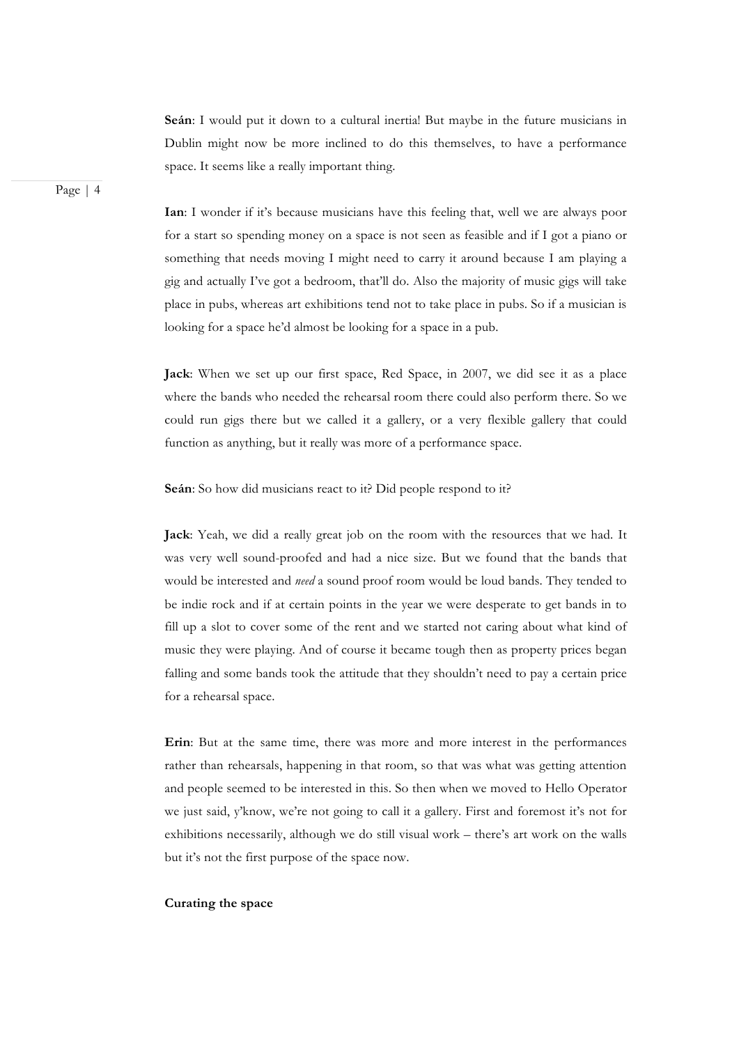**Seán**: I would put it down to a cultural inertia! But maybe in the future musicians in Dublin might now be more inclined to do this themselves, to have a performance space. It seems like a really important thing.

**Ian**: I wonder if it's because musicians have this feeling that, well we are always poor for a start so spending money on a space is not seen as feasible and if I got a piano or something that needs moving I might need to carry it around because I am playing a gig and actually I've got a bedroom, that'll do. Also the majority of music gigs will take place in pubs, whereas art exhibitions tend not to take place in pubs. So if a musician is looking for a space he'd almost be looking for a space in a pub.

**Jack**: When we set up our first space, Red Space, in 2007, we did see it as a place where the bands who needed the rehearsal room there could also perform there. So we could run gigs there but we called it a gallery, or a very flexible gallery that could function as anything, but it really was more of a performance space.

**Seán**: So how did musicians react to it? Did people respond to it?

**Jack**: Yeah, we did a really great job on the room with the resources that we had. It was very well sound-proofed and had a nice size. But we found that the bands that would be interested and *need* a sound proof room would be loud bands. They tended to be indie rock and if at certain points in the year we were desperate to get bands in to fill up a slot to cover some of the rent and we started not caring about what kind of music they were playing. And of course it became tough then as property prices began falling and some bands took the attitude that they shouldn't need to pay a certain price for a rehearsal space.

**Erin**: But at the same time, there was more and more interest in the performances rather than rehearsals, happening in that room, so that was what was getting attention and people seemed to be interested in this. So then when we moved to Hello Operator we just said, y'know, we're not going to call it a gallery. First and foremost it's not for exhibitions necessarily, although we do still visual work – there's art work on the walls but it's not the first purpose of the space now.

**Curating the space**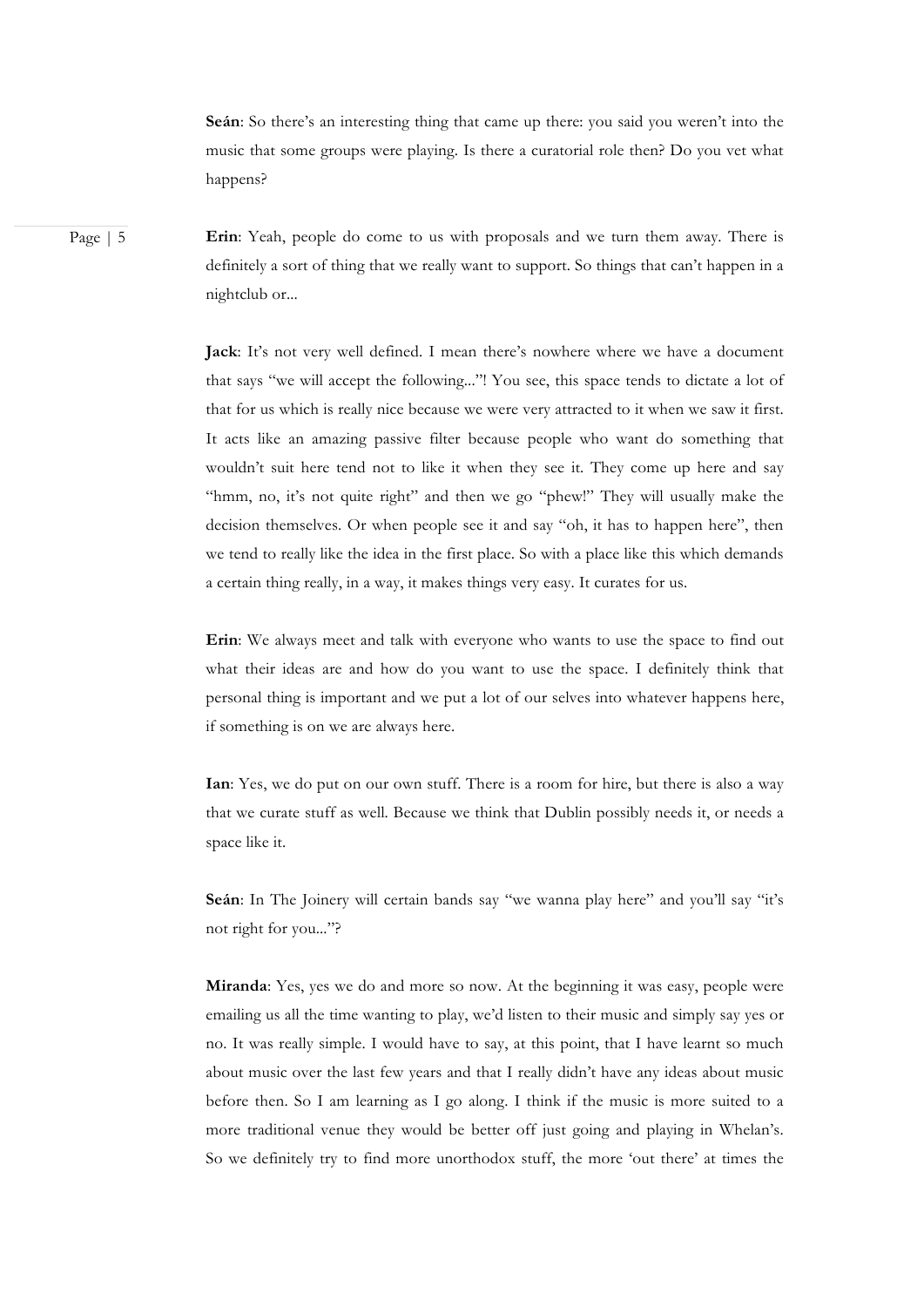**Seán**: So there's an interesting thing that came up there: you said you weren't into the music that some groups were playing. Is there a curatorial role then? Do you vet what happens?

**Erin**: Yeah, people do come to us with proposals and we turn them away. There is definitely a sort of thing that we really want to support. So things that can't happen in a nightclub or...

**Jack**: It's not very well defined. I mean there's nowhere where we have a document that says "we will accept the following..."! You see, this space tends to dictate a lot of that for us which is really nice because we were very attracted to it when we saw it first. It acts like an amazing passive filter because people who want do something that wouldn't suit here tend not to like it when they see it. They come up here and say "hmm, no, it's not quite right" and then we go "phew!" They will usually make the decision themselves. Or when people see it and say "oh, it has to happen here", then we tend to really like the idea in the first place. So with a place like this which demands a certain thing really, in a way, it makes things very easy. It curates for us.

**Erin**: We always meet and talk with everyone who wants to use the space to find out what their ideas are and how do you want to use the space. I definitely think that personal thing is important and we put a lot of our selves into whatever happens here, if something is on we are always here.

**Ian**: Yes, we do put on our own stuff. There is a room for hire, but there is also a way that we curate stuff as well. Because we think that Dublin possibly needs it, or needs a space like it.

**Seán**: In The Joinery will certain bands say "we wanna play here" and you'll say "it's not right for you..."?

**Miranda**: Yes, yes we do and more so now. At the beginning it was easy, people were emailing us all the time wanting to play, we'd listen to their music and simply say yes or no. It was really simple. I would have to say, at this point, that I have learnt so much about music over the last few years and that I really didn't have any ideas about music before then. So I am learning as I go along. I think if the music is more suited to a more traditional venue they would be better off just going and playing in Whelan's. So we definitely try to find more unorthodox stuff, the more 'out there' at times the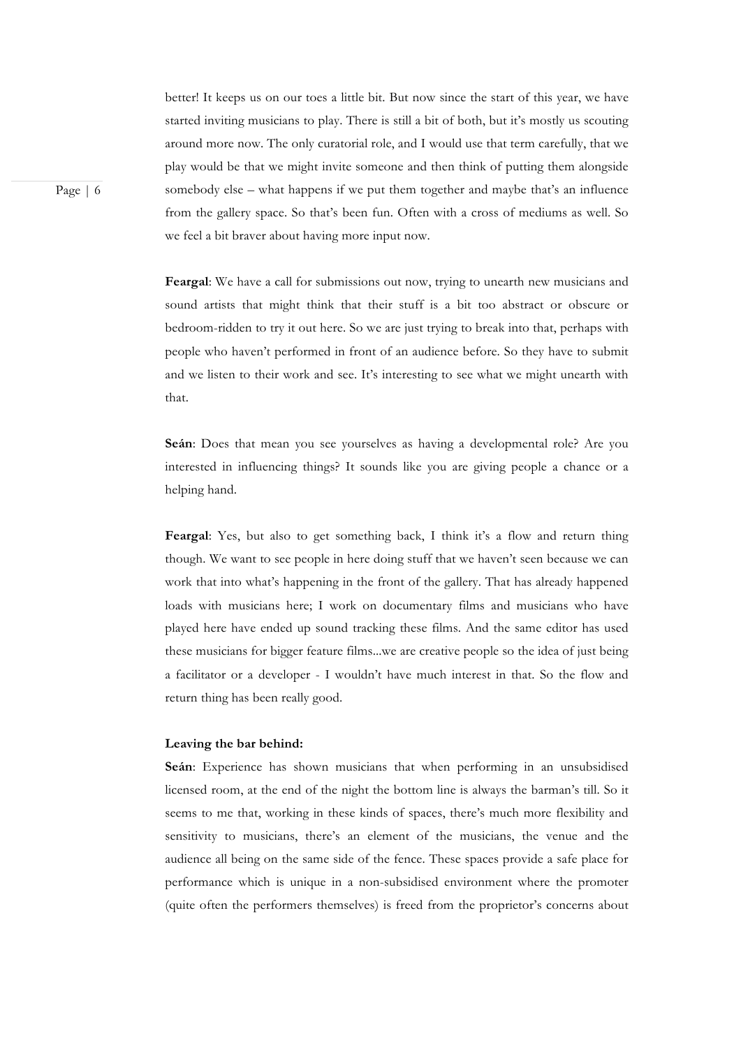better! It keeps us on our toes a little bit. But now since the start of this year, we have started inviting musicians to play. There is still a bit of both, but it's mostly us scouting around more now. The only curatorial role, and I would use that term carefully, that we play would be that we might invite someone and then think of putting them alongside somebody else – what happens if we put them together and maybe that's an influence from the gallery space. So that's been fun. Often with a cross of mediums as well. So we feel a bit braver about having more input now.

**Feargal**: We have a call for submissions out now, trying to unearth new musicians and sound artists that might think that their stuff is a bit too abstract or obscure or bedroom-ridden to try it out here. So we are just trying to break into that, perhaps with people who haven't performed in front of an audience before. So they have to submit and we listen to their work and see. It's interesting to see what we might unearth with that.

**Seán**: Does that mean you see yourselves as having a developmental role? Are you interested in influencing things? It sounds like you are giving people a chance or a helping hand.

**Feargal**: Yes, but also to get something back, I think it's a flow and return thing though. We want to see people in here doing stuff that we haven't seen because we can work that into what's happening in the front of the gallery. That has already happened loads with musicians here; I work on documentary films and musicians who have played here have ended up sound tracking these films. And the same editor has used these musicians for bigger feature films...we are creative people so the idea of just being a facilitator or a developer - I wouldn't have much interest in that. So the flow and return thing has been really good.

**Leaving the bar behind:**

**Seán**: Experience has shown musicians that when performing in an unsubsidised licensed room, at the end of the night the bottom line is always the barman's till. So it seems to me that, working in these kinds of spaces, there's much more flexibility and sensitivity to musicians, there's an element of the musicians, the venue and the audience all being on the same side of the fence. These spaces provide a safe place for performance which is unique in a non-subsidised environment where the promoter (quite often the performers themselves) is freed from the proprietor's concerns about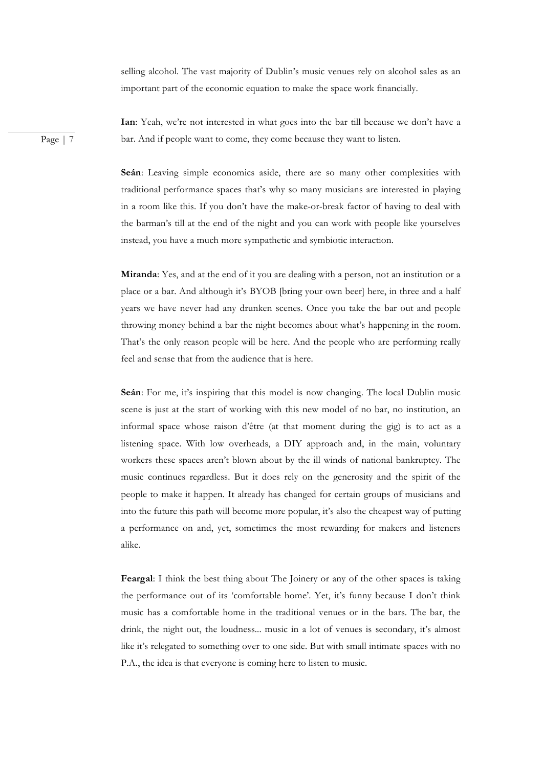selling alcohol. The vast majority of Dublin's music venues rely on alcohol sales as an important part of the economic equation to make the space work financially.

**Ian**: Yeah, we're not interested in what goes into the bar till because we don't have a bar. And if people want to come, they come because they want to listen.

**Seán**: Leaving simple economics aside, there are so many other complexities with traditional performance spaces that's why so many musicians are interested in playing in a room like this. If you don't have the make-or-break factor of having to deal with the barman's till at the end of the night and you can work with people like yourselves instead, you have a much more sympathetic and symbiotic interaction.

**Miranda**: Yes, and at the end of it you are dealing with a person, not an institution or a place or a bar. And although it's BYOB [bring your own beer] here, in three and a half years we have never had any drunken scenes. Once you take the bar out and people throwing money behind a bar the night becomes about what's happening in the room. That's the only reason people will be here. And the people who are performing really feel and sense that from the audience that is here.

**Seán**: For me, it's inspiring that this model is now changing. The local Dublin music scene is just at the start of working with this new model of no bar, no institution, an informal space whose raison d'être (at that moment during the gig) is to act as a listening space. With low overheads, a DIY approach and, in the main, voluntary workers these spaces aren't blown about by the ill winds of national bankruptcy. The music continues regardless. But it does rely on the generosity and the spirit of the people to make it happen. It already has changed for certain groups of musicians and into the future this path will become more popular, it's also the cheapest way of putting a performance on and, yet, sometimes the most rewarding for makers and listeners alike.

**Feargal**: I think the best thing about The Joinery or any of the other spaces is taking the performance out of its 'comfortable home'. Yet, it's funny because I don't think music has a comfortable home in the traditional venues or in the bars. The bar, the drink, the night out, the loudness... music in a lot of venues is secondary, it's almost like it's relegated to something over to one side. But with small intimate spaces with no P.A., the idea is that everyone is coming here to listen to music.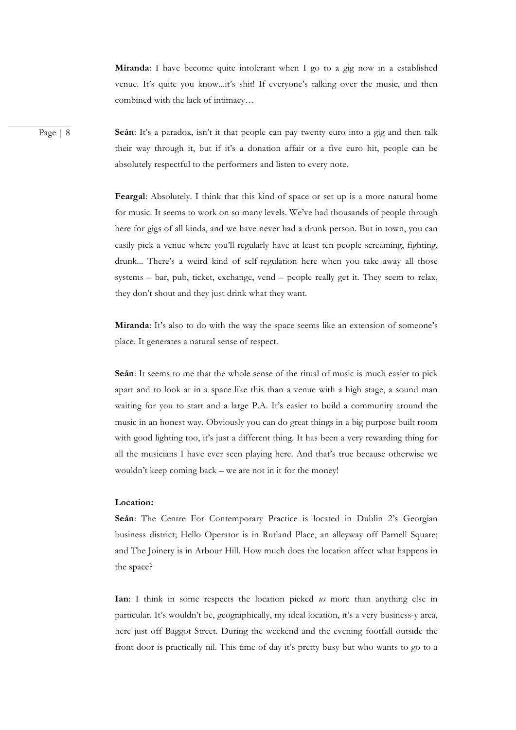**Miranda**: I have become quite intolerant when I go to a gig now in a established venue. It's quite you know...it's shit! If everyone's talking over the music, and then combined with the lack of intimacy…

**Seán**: It's a paradox, isn't it that people can pay twenty euro into a gig and then talk their way through it, but if it's a donation affair or a five euro hit, people can be absolutely respectful to the performers and listen to every note.

**Feargal**: Absolutely. I think that this kind of space or set up is a more natural home for music. It seems to work on so many levels. We've had thousands of people through here for gigs of all kinds, and we have never had a drunk person. But in town, you can easily pick a venue where you'll regularly have at least ten people screaming, fighting, drunk... There's a weird kind of self-regulation here when you take away all those systems – bar, pub, ticket, exchange, vend – people really get it. They seem to relax, they don't shout and they just drink what they want.

**Miranda**: It's also to do with the way the space seems like an extension of someone's place. It generates a natural sense of respect.

**Seán**: It seems to me that the whole sense of the ritual of music is much easier to pick apart and to look at in a space like this than a venue with a high stage, a sound man waiting for you to start and a large P.A. It's easier to build a community around the music in an honest way. Obviously you can do great things in a big purpose built room with good lighting too, it's just a different thing. It has been a very rewarding thing for all the musicians I have ever seen playing here. And that's true because otherwise we wouldn't keep coming back – we are not in it for the money!

**Location:**

**Seán**: The Centre For Contemporary Practice is located in Dublin 2's Georgian business district; Hello Operator is in Rutland Place, an alleyway off Parnell Square; and The Joinery is in Arbour Hill. How much does the location affect what happens in the space?

**Ian**: I think in some respects the location picked *us* more than anything else in particular. It's wouldn't be, geographically, my ideal location, it's a very business-y area, here just off Baggot Street. During the weekend and the evening footfall outside the front door is practically nil. This time of day it's pretty busy but who wants to go to a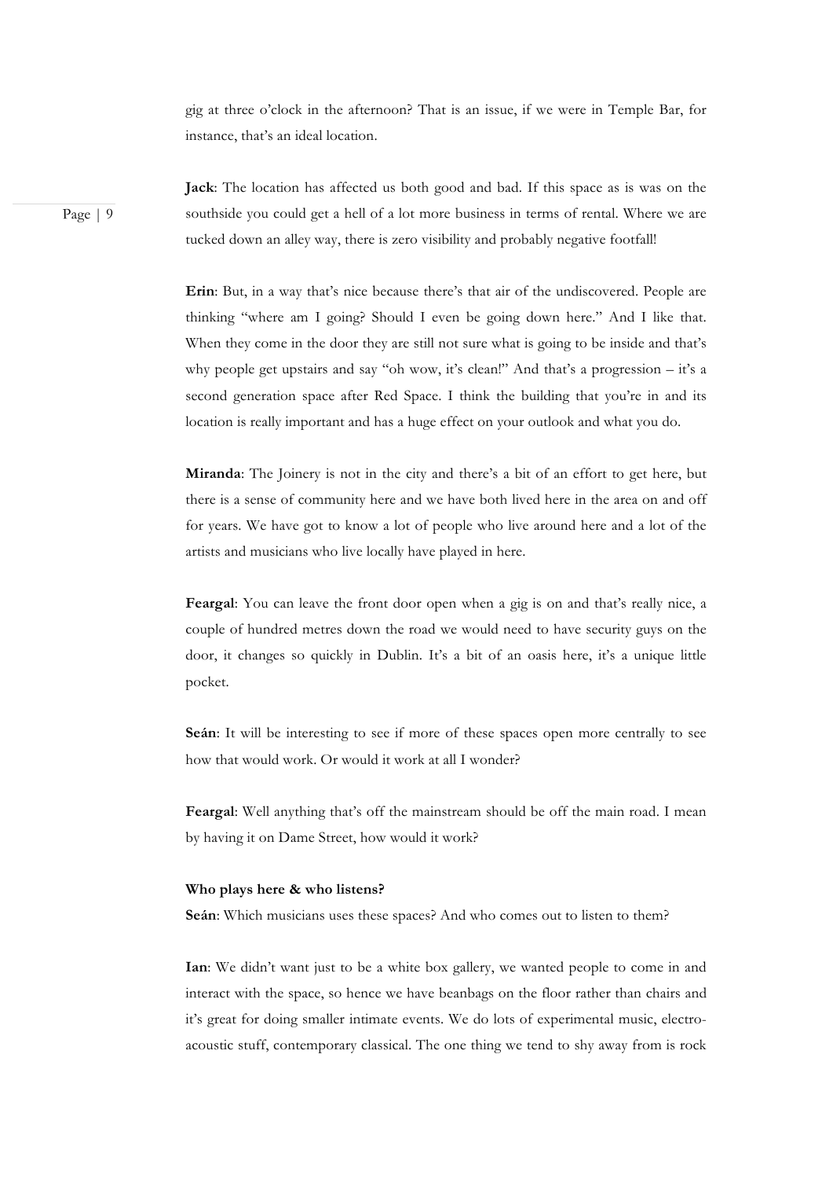gig at three o'clock in the afternoon? That is an issue, if we were in Temple Bar, for instance, that's an ideal location.

**Jack**: The location has affected us both good and bad. If this space as is was on the southside you could get a hell of a lot more business in terms of rental. Where we are tucked down an alley way, there is zero visibility and probably negative footfall!

**Erin**: But, in a way that's nice because there's that air of the undiscovered. People are thinking "where am I going? Should I even be going down here." And I like that. When they come in the door they are still not sure what is going to be inside and that's why people get upstairs and say "oh wow, it's clean!" And that's a progression – it's a second generation space after Red Space. I think the building that you're in and its location is really important and has a huge effect on your outlook and what you do.

**Miranda**: The Joinery is not in the city and there's a bit of an effort to get here, but there is a sense of community here and we have both lived here in the area on and off for years. We have got to know a lot of people who live around here and a lot of the artists and musicians who live locally have played in here.

**Feargal**: You can leave the front door open when a gig is on and that's really nice, a couple of hundred metres down the road we would need to have security guys on the door, it changes so quickly in Dublin. It's a bit of an oasis here, it's a unique little pocket.

**Seán**: It will be interesting to see if more of these spaces open more centrally to see how that would work. Or would it work at all I wonder?

**Feargal**: Well anything that's off the mainstream should be off the main road. I mean by having it on Dame Street, how would it work?

**Who plays here & who listens?**

**Seán**: Which musicians uses these spaces? And who comes out to listen to them?

**Ian**: We didn't want just to be a white box gallery, we wanted people to come in and interact with the space, so hence we have beanbags on the floor rather than chairs and it's great for doing smaller intimate events. We do lots of experimental music, electro-acoustic stuff, contemporary classical. The one thing we tend to shy away from is rock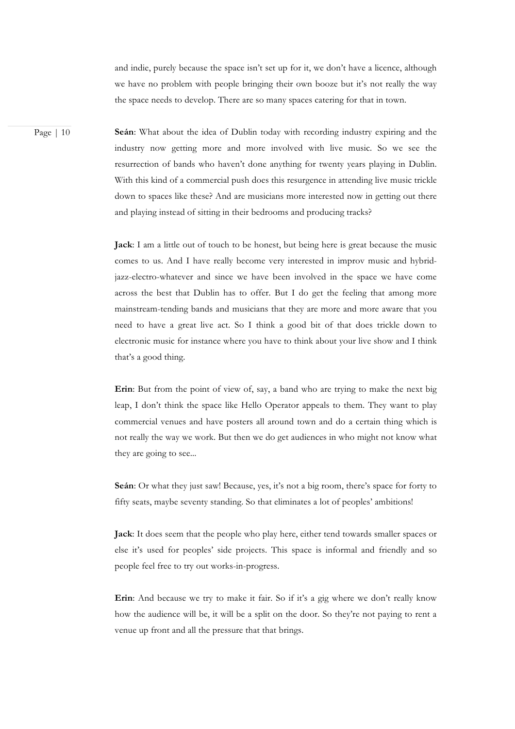and indie, purely because the space isn't set up for it, we don't have a licence, although we have no problem with people bringing their own booze but it's not really the way the space needs to develop. There are so many spaces catering for that in town.

**Seán**: What about the idea of Dublin today with recording industry expiring and the industry now getting more and more involved with live music. So we see the resurrection of bands who haven't done anything for twenty years playing in Dublin. With this kind of a commercial push does this resurgence in attending live music trickle down to spaces like these? And are musicians more interested now in getting out there and playing instead of sitting in their bedrooms and producing tracks?

**Jack**: I am a little out of touch to be honest, but being here is great because the music comes to us. And I have really become very interested in improv music and hybrid-jazz-electro-whatever and since we have been involved in the space we have come across the best that Dublin has to offer. But I do get the feeling that among more mainstream-tending bands and musicians that they are more and more aware that you need to have a great live act. So I think a good bit of that does trickle down to electronic music for instance where you have to think about your live show and I think that's a good thing.

**Erin**: But from the point of view of, say, a band who are trying to make the next big leap, I don't think the space like Hello Operator appeals to them. They want to play commercial venues and have posters all around town and do a certain thing which is not really the way we work. But then we do get audiences in who might not know what they are going to see...

**Seán**: Or what they just saw! Because, yes, it's not a big room, there's space for forty to fifty seats, maybe seventy standing. So that eliminates a lot of peoples' ambitions!

**Jack**: It does seem that the people who play here, either tend towards smaller spaces or else it's used for peoples' side projects. This space is informal and friendly and so people feel free to try out works-in-progress.

**Erin**: And because we try to make it fair. So if it's a gig where we don't really know how the audience will be, it will be a split on the door. So they're not paying to rent a venue up front and all the pressure that that brings.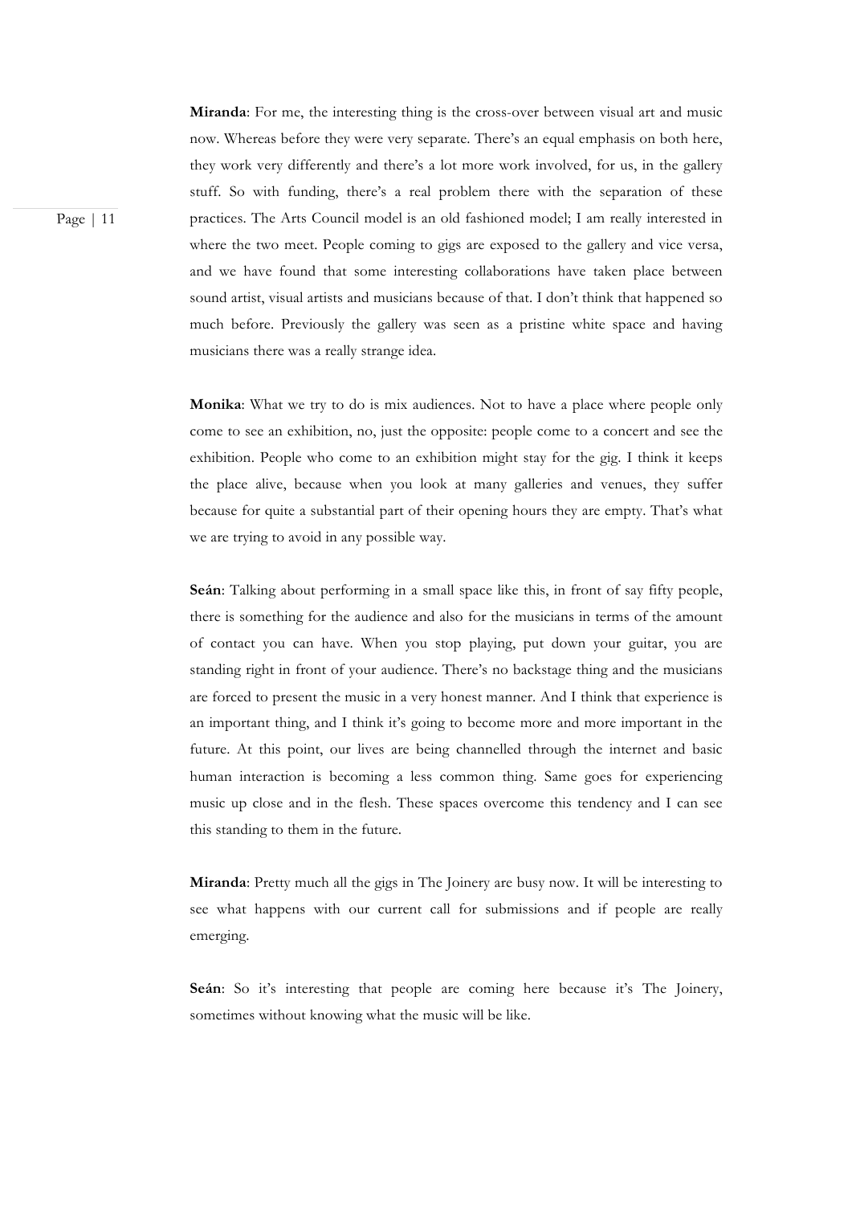**Miranda**: For me, the interesting thing is the cross-over between visual art and music now. Whereas before they were very separate. There's an equal emphasis on both here, they work very differently and there's a lot more work involved, for us, in the gallery stuff. So with funding, there's a real problem there with the separation of these practices. The Arts Council model is an old fashioned model; I am really interested in where the two meet. People coming to gigs are exposed to the gallery and vice versa, and we have found that some interesting collaborations have taken place between sound artist, visual artists and musicians because of that. I don't think that happened so much before. Previously the gallery was seen as a pristine white space and having musicians there was a really strange idea.

**Monika**: What we try to do is mix audiences. Not to have a place where people only come to see an exhibition, no, just the opposite: people come to a concert and see the exhibition. People who come to an exhibition might stay for the gig. I think it keeps the place alive, because when you look at many galleries and venues, they suffer because for quite a substantial part of their opening hours they are empty. That's what we are trying to avoid in any possible way.

**Seán**: Talking about performing in a small space like this, in front of say fifty people, there is something for the audience and also for the musicians in terms of the amount of contact you can have. When you stop playing, put down your guitar, you are standing right in front of your audience. There's no backstage thing and the musicians are forced to present the music in a very honest manner. And I think that experience is an important thing, and I think it's going to become more and more important in the future. At this point, our lives are being channelled through the internet and basic human interaction is becoming a less common thing. Same goes for experiencing music up close and in the flesh. These spaces overcome this tendency and I can see this standing to them in the future.

**Miranda**: Pretty much all the gigs in The Joinery are busy now. It will be interesting to see what happens with our current call for submissions and if people are really emerging.

**Seán**: So it's interesting that people are coming here because it's The Joinery, sometimes without knowing what the music will be like.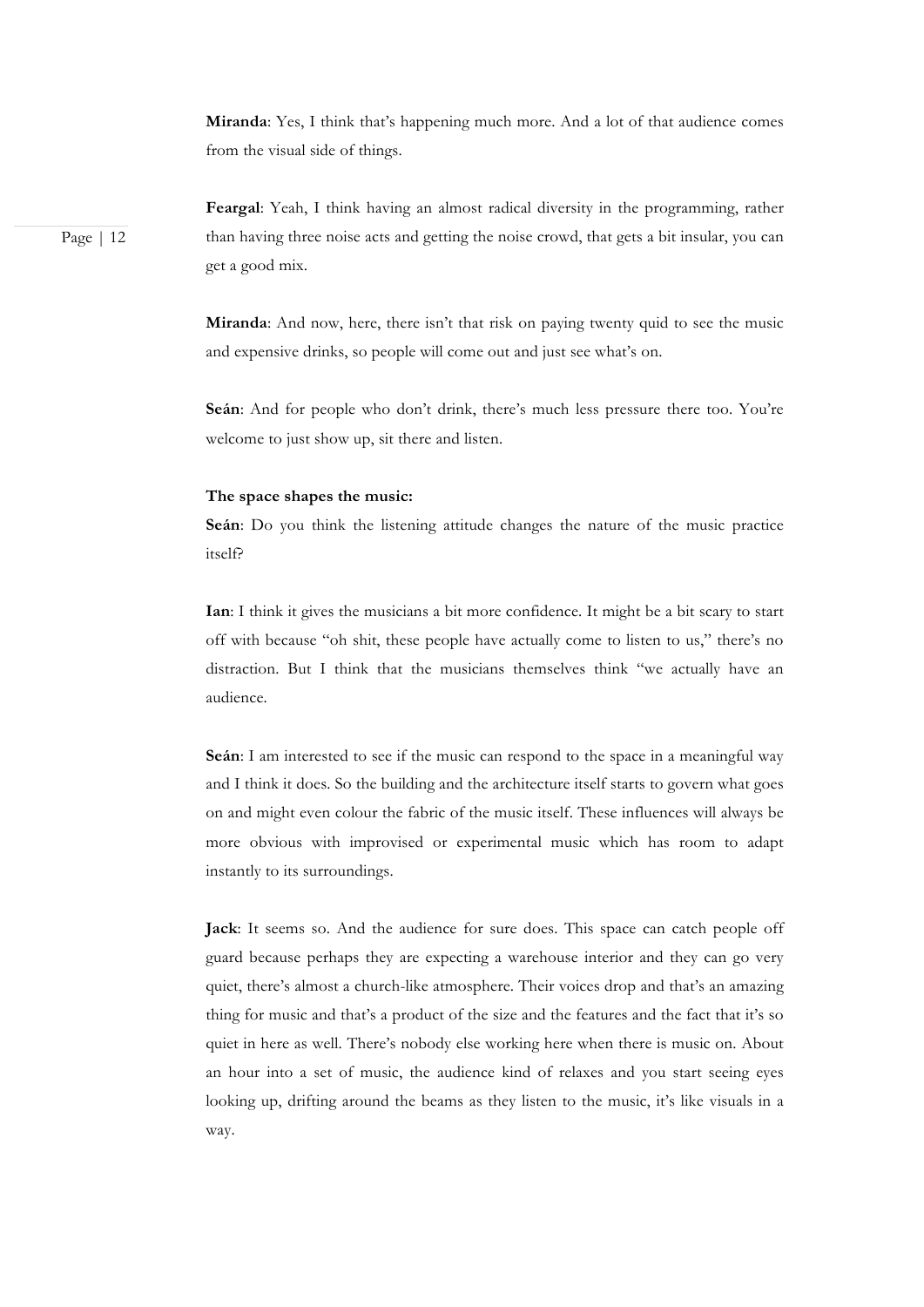**Miranda**: Yes, I think that's happening much more. And a lot of that audience comes from the visual side of things.

**Feargal**: Yeah, I think having an almost radical diversity in the programming, rather than having three noise acts and getting the noise crowd, that gets a bit insular, you can get a good mix.

**Miranda**: And now, here, there isn't that risk on paying twenty quid to see the music and expensive drinks, so people will come out and just see what's on.

**Seán**: And for people who don't drink, there's much less pressure there too. You're welcome to just show up, sit there and listen.

**The space shapes the music:**

**Seán**: Do you think the listening attitude changes the nature of the music practice itself?

**Ian**: I think it gives the musicians a bit more confidence. It might be a bit scary to start off with because "oh shit, these people have actually come to listen to us," there's no distraction. But I think that the musicians themselves think "we actually have an audience.

**Seán**: I am interested to see if the music can respond to the space in a meaningful way and I think it does. So the building and the architecture itself starts to govern what goes on and might even colour the fabric of the music itself. These influences will always be more obvious with improvised or experimental music which has room to adapt instantly to its surroundings.

**Jack**: It seems so. And the audience for sure does. This space can catch people off guard because perhaps they are expecting a warehouse interior and they can go very quiet, there's almost a church-like atmosphere. Their voices drop and that's an amazing thing for music and that's a product of the size and the features and the fact that it's so quiet in here as well. There's nobody else working here when there is music on. About an hour into a set of music, the audience kind of relaxes and you start seeing eyes looking up, drifting around the beams as they listen to the music, it's like visuals in a way.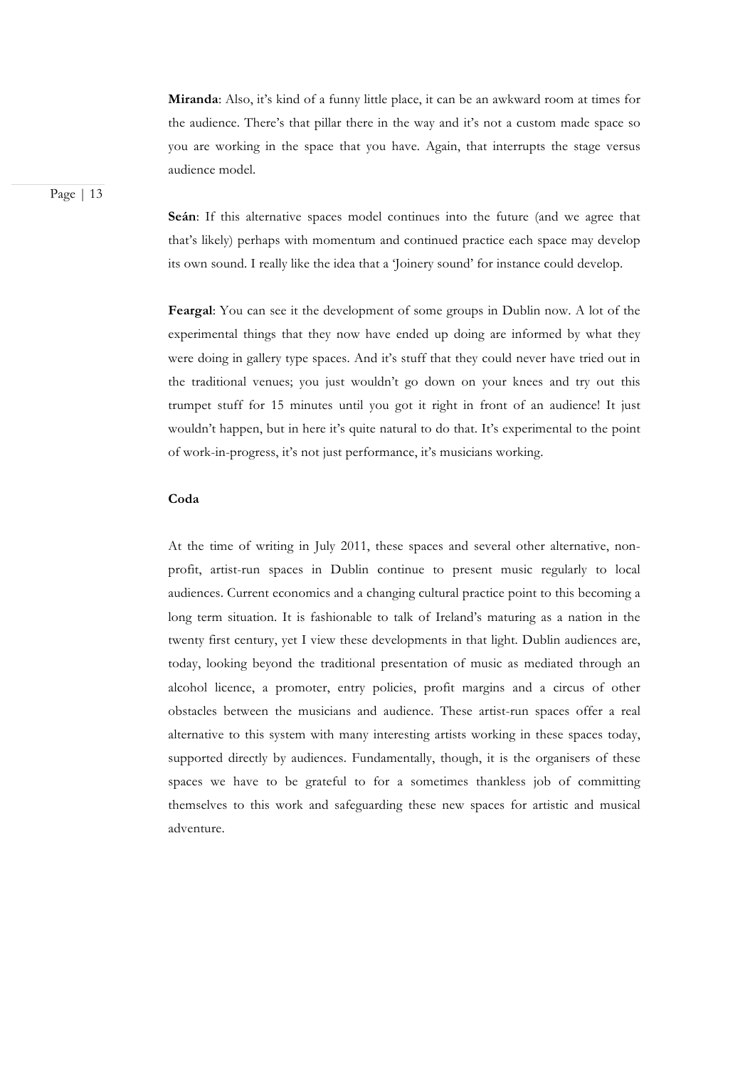**Miranda**: Also, it's kind of a funny little place, it can be an awkward room at times for the audience. There's that pillar there in the way and it's not a custom made space so you are working in the space that you have. Again, that interrupts the stage versus audience model.

**Seán**: If this alternative spaces model continues into the future (and we agree that that's likely) perhaps with momentum and continued practice each space may develop its own sound. I really like the idea that a 'Joinery sound' for instance could develop.

**Feargal**: You can see it the development of some groups in Dublin now. A lot of the experimental things that they now have ended up doing are informed by what they were doing in gallery type spaces. And it's stuff that they could never have tried out in the traditional venues; you just wouldn't go down on your knees and try out this trumpet stuff for 15 minutes until you got it right in front of an audience! It just wouldn't happen, but in here it's quite natural to do that. It's experimental to the point of work-in-progress, it's not just performance, it's musicians working.

**Coda**

At the time of writing in July 2011, these spaces and several other alternative, non-profit, artist-run spaces in Dublin continue to present music regularly to local audiences. Current economics and a changing cultural practice point to this becoming a long term situation. It is fashionable to talk of Ireland's maturing as a nation in the twenty first century, yet I view these developments in that light. Dublin audiences are, today, looking beyond the traditional presentation of music as mediated through an alcohol licence, a promoter, entry policies, profit margins and a circus of other obstacles between the musicians and audience. These artist-run spaces offer a real alternative to this system with many interesting artists working in these spaces today, supported directly by audiences. Fundamentally, though, it is the organisers of these spaces we have to be grateful to for a sometimes thankless job of committing themselves to this work and safeguarding these new spaces for artistic and musical adventure.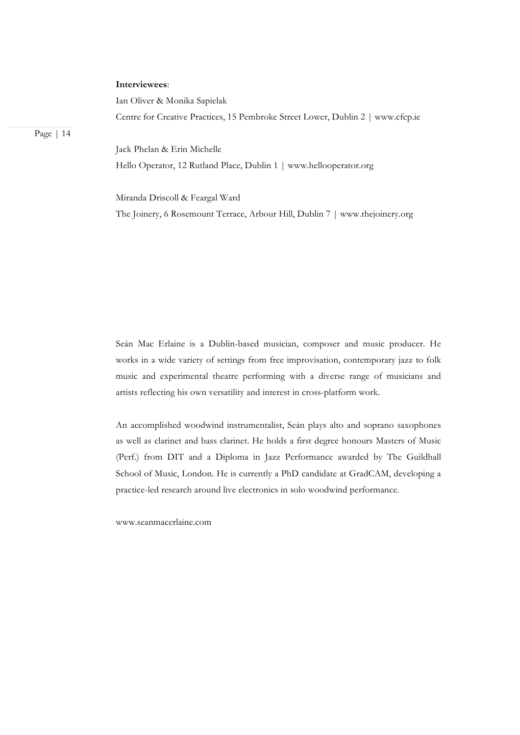**Interviewees**:

Ian Oliver & Monika Sapielak
Centre for Creative Practices, 15 Pembroke Street Lower, Dublin 2 | www.cfcp.ie

Jack Phelan & Erin Michelle
Hello Operator, 12 Rutland Place, Dublin 1 | www.hellooperator.org

Miranda Driscoll & Feargal Ward
The Joinery, 6 Rosemount Terrace, Arbour Hill, Dublin 7 | www.thejoinery.org

Seán Mac Erlaine is a Dublin-based musician, composer and music producer. He works in a wide variety of settings from free improvisation, contemporary jazz to folk music and experimental theatre performing with a diverse range of musicians and artists reflecting his own versatility and interest in cross-platform work.

An accomplished woodwind instrumentalist, Seán plays alto and soprano saxophones as well as clarinet and bass clarinet. He holds a first degree honours Masters of Music (Perf.) from DIT and a Diploma in Jazz Performance awarded by The Guildhall School of Music, London. He is currently a PhD candidate at GradCAM, developing a practice-led research around live electronics in solo woodwind performance.

www.seanmacerlaine.com